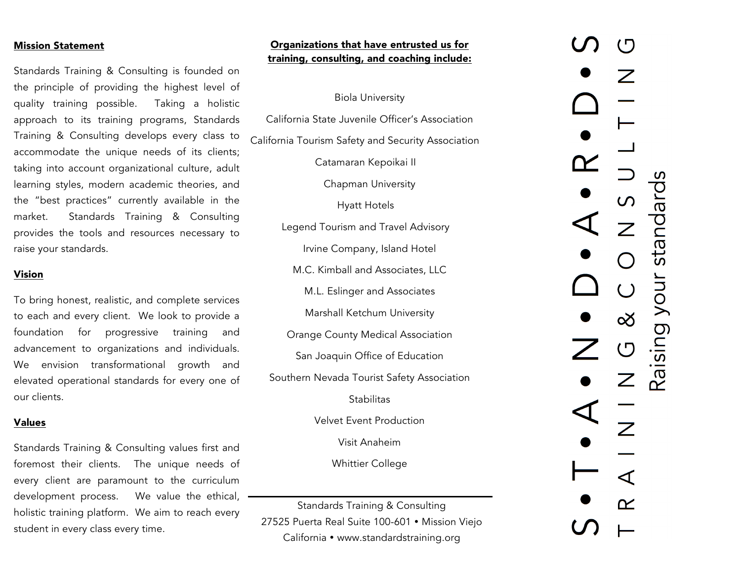## Mission Statement

Standards Training & Consulting is founded on the principle of providing the highest level of quality training possible. Taking a holistic approach to its training programs, Standards Training & Consulting develops every class to accommodate the unique needs of its clients; taking into account organizational culture, adult learning styles, modern academic theories, and the "best practices" currently available in the market. Standards Training & Consulting provides the tools and resources necessary to raise your standards.

## Vision

To bring honest, realistic, and complete services to each and every client. We look to provide a foundation for progressive training and advancement to organizations and individuals. We envision transformational growth and elevated operational standards for every one of our clients.

## Values

Standards Training & Consulting values first and foremost their clients. The unique needs of every client are paramount to the curriculum development process. We value the ethical, holistic training platform. We aim to reach every student in every class every time.

## Organizations that have entrusted us for training, consulting, and coaching include:

Biola University

California State Juvenile Officer's Association

California Tourism Safety and Security Association

Catamaran Kepoikai II

Chapman University

Hyatt Hotels

Legend Tourism and Travel Advisory

Irvine Company, Island Hotel

M.C. Kimball and Associates, LLC

M.L. Eslinger and Associates

Marshall Ketchum University

Orange County Medical Association

San Joaquin Office of Education

Southern Nevada Tourist Safety Association

Stabilitas

Velvet Event Production

Visit Anaheim

Whittier College

---

Standards Training & Consulting
27525 Puerta Real Suite 100-601 • Mission Viejo
California • www.standardstraining.org

# S•T•A•N•D•A•R•D•S

TRAINING & CONSULTING

Raising your standards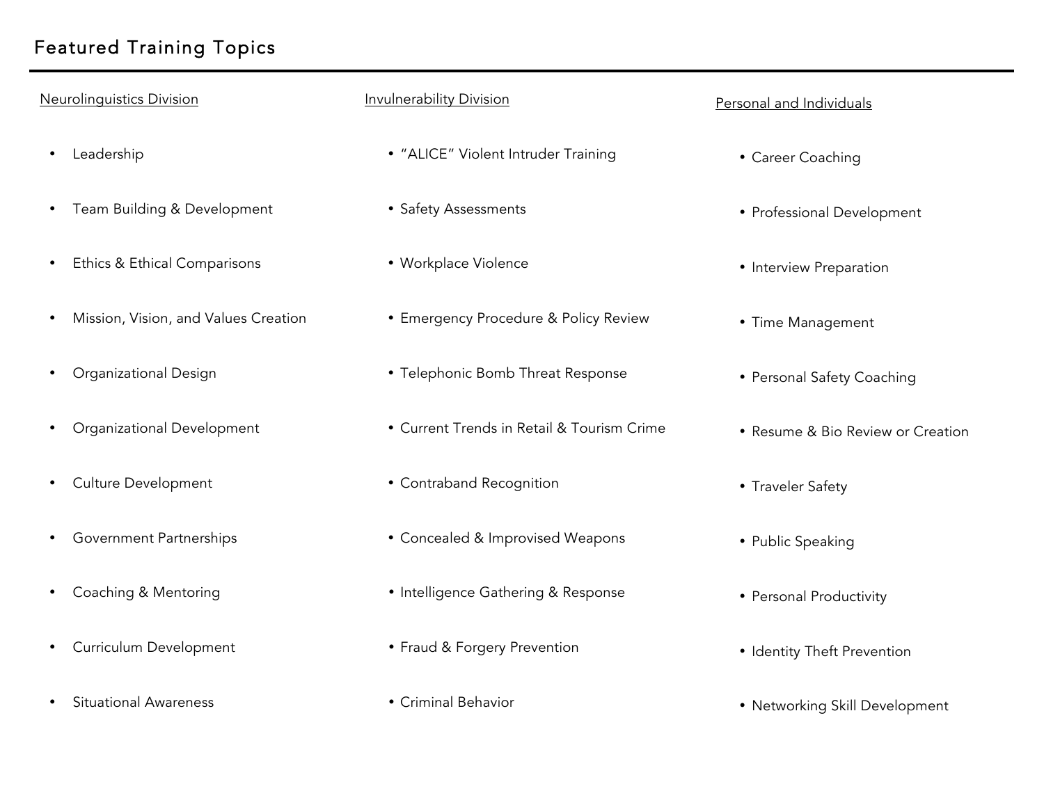# Featured Training Topics

## Neurolinguistics Division

- Leadership
- Team Building & Development
- Ethics & Ethical Comparisons
- Mission, Vision, and Values Creation
- Organizational Design
- Organizational Development
- Culture Development
- Government Partnerships
- Coaching & Mentoring
- Curriculum Development
- Situational Awareness

## Invulnerability Division

- "ALICE" Violent Intruder Training
- Safety Assessments
- Workplace Violence
- Emergency Procedure & Policy Review
- Telephonic Bomb Threat Response
- Current Trends in Retail & Tourism Crime
- Contraband Recognition
- Concealed & Improvised Weapons
- Intelligence Gathering & Response
- Fraud & Forgery Prevention
- Criminal Behavior

## Personal and Individuals

- Career Coaching
- Professional Development
- Interview Preparation
- Time Management
- Personal Safety Coaching
- Resume & Bio Review or Creation
- Traveler Safety
- Public Speaking
- Personal Productivity
- Identity Theft Prevention
- Networking Skill Development